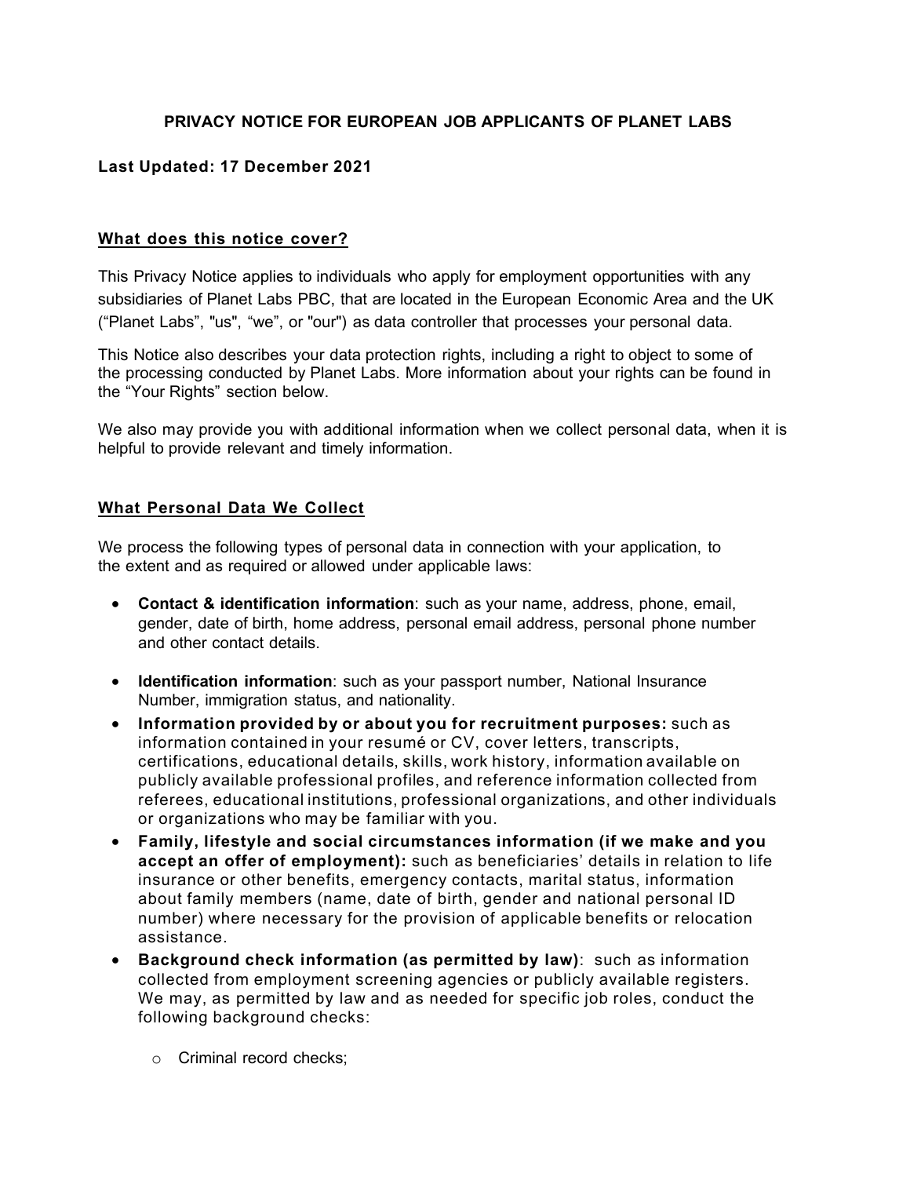# PRIVACY NOTICE FOR EUROPEAN JOB APPLICANTS OF PLANET LABS

**Last Updated: 17 December 2021**

## What does this notice cover?

This Privacy Notice applies to individuals who apply for employment opportunities with any subsidiaries of Planet Labs PBC, that are located in the European Economic Area and the UK ("Planet Labs", "us", "we", or "our") as data controller that processes your personal data.

This Notice also describes your data protection rights, including a right to object to some of the processing conducted by Planet Labs. More information about your rights can be found in the "Your Rights" section below.

We also may provide you with additional information when we collect personal data, when it is helpful to provide relevant and timely information.

## What Personal Data We Collect

We process the following types of personal data in connection with your application, to the extent and as required or allowed under applicable laws:

- **Contact & identification information**: such as your name, address, phone, email, gender, date of birth, home address, personal email address, personal phone number and other contact details.
- **Identification information**: such as your passport number, National Insurance Number, immigration status, and nationality.
- **Information provided by or about you for recruitment purposes:** such as information contained in your resumé or CV, cover letters, transcripts, certifications, educational details, skills, work history, information available on publicly available professional profiles, and reference information collected from referees, educational institutions, professional organizations, and other individuals or organizations who may be familiar with you.
- **Family, lifestyle and social circumstances information (if we make and you accept an offer of employment):** such as beneficiaries' details in relation to life insurance or other benefits, emergency contacts, marital status, information about family members (name, date of birth, gender and national personal ID number) where necessary for the provision of applicable benefits or relocation assistance.
- **Background check information (as permitted by law)**: such as information collected from employment screening agencies or publicly available registers. We may, as permitted by law and as needed for specific job roles, conduct the following background checks:
    - Criminal record checks;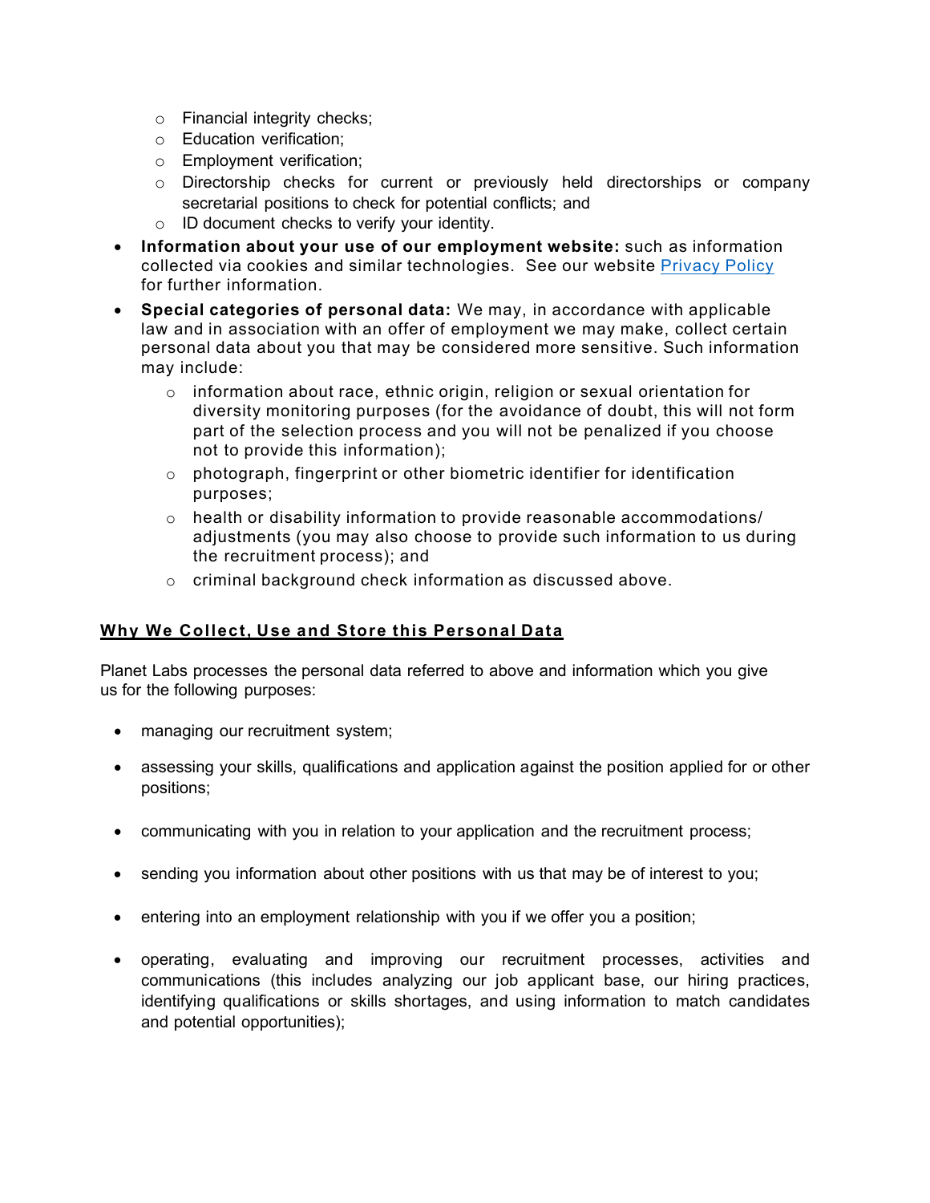- Financial integrity checks;
  - Education verification;
  - Employment verification;
  - Directorship checks for current or previously held directorships or company secretarial positions to check for potential conflicts; and
  - ID document checks to verify your identity.
- **Information about your use of our employment website:** such as information collected via cookies and similar technologies. See our website [Privacy Policy] for further information.
- **Special categories of personal data:** We may, in accordance with applicable law and in association with an offer of employment we may make, collect certain personal data about you that may be considered more sensitive. Such information may include:
  - information about race, ethnic origin, religion or sexual orientation for diversity monitoring purposes (for the avoidance of doubt, this will not form part of the selection process and you will not be penalized if you choose not to provide this information);
  - photograph, fingerprint or other biometric identifier for identification purposes;
  - health or disability information to provide reasonable accommodations/ adjustments (you may also choose to provide such information to us during the recruitment process); and
  - criminal background check information as discussed above.

## Why We Collect, Use and Store this Personal Data

Planet Labs processes the personal data referred to above and information which you give us for the following purposes:

- managing our recruitment system;
- assessing your skills, qualifications and application against the position applied for or other positions;
- communicating with you in relation to your application and the recruitment process;
- sending you information about other positions with us that may be of interest to you;
- entering into an employment relationship with you if we offer you a position;
- operating, evaluating and improving our recruitment processes, activities and communications (this includes analyzing our job applicant base, our hiring practices, identifying qualifications or skills shortages, and using information to match candidates and potential opportunities);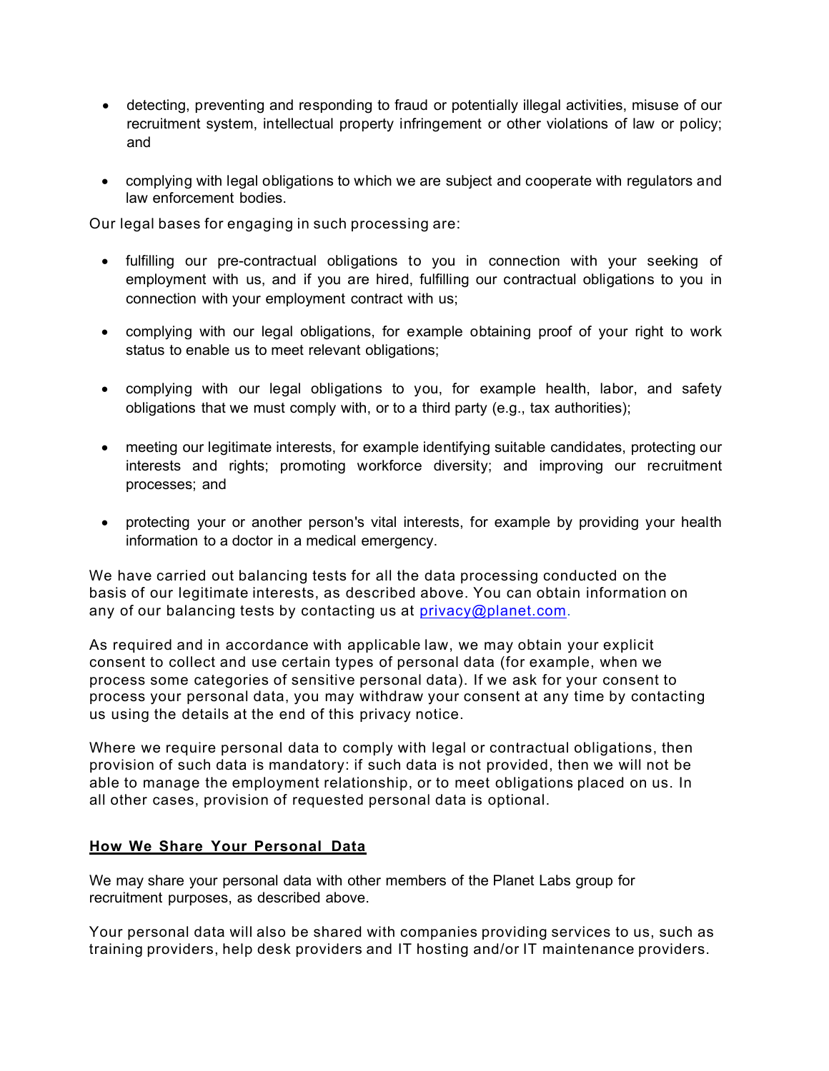- detecting, preventing and responding to fraud or potentially illegal activities, misuse of our recruitment system, intellectual property infringement or other violations of law or policy; and
- complying with legal obligations to which we are subject and cooperate with regulators and law enforcement bodies.

Our legal bases for engaging in such processing are:

- fulfilling our pre-contractual obligations to you in connection with your seeking of employment with us, and if you are hired, fulfilling our contractual obligations to you in connection with your employment contract with us;
- complying with our legal obligations, for example obtaining proof of your right to work status to enable us to meet relevant obligations;
- complying with our legal obligations to you, for example health, labor, and safety obligations that we must comply with, or to a third party (e.g., tax authorities);
- meeting our legitimate interests, for example identifying suitable candidates, protecting our interests and rights; promoting workforce diversity; and improving our recruitment processes; and
- protecting your or another person's vital interests, for example by providing your health information to a doctor in a medical emergency.

We have carried out balancing tests for all the data processing conducted on the basis of our legitimate interests, as described above. You can obtain information on any of our balancing tests by contacting us at privacy@planet.com.

As required and in accordance with applicable law, we may obtain your explicit consent to collect and use certain types of personal data (for example, when we process some categories of sensitive personal data). If we ask for your consent to process your personal data, you may withdraw your consent at any time by contacting us using the details at the end of this privacy notice.

Where we require personal data to comply with legal or contractual obligations, then provision of such data is mandatory: if such data is not provided, then we will not be able to manage the employment relationship, or to meet obligations placed on us. In all other cases, provision of requested personal data is optional.

## How We Share Your Personal Data

We may share your personal data with other members of the Planet Labs group for recruitment purposes, as described above.

Your personal data will also be shared with companies providing services to us, such as training providers, help desk providers and IT hosting and/or IT maintenance providers.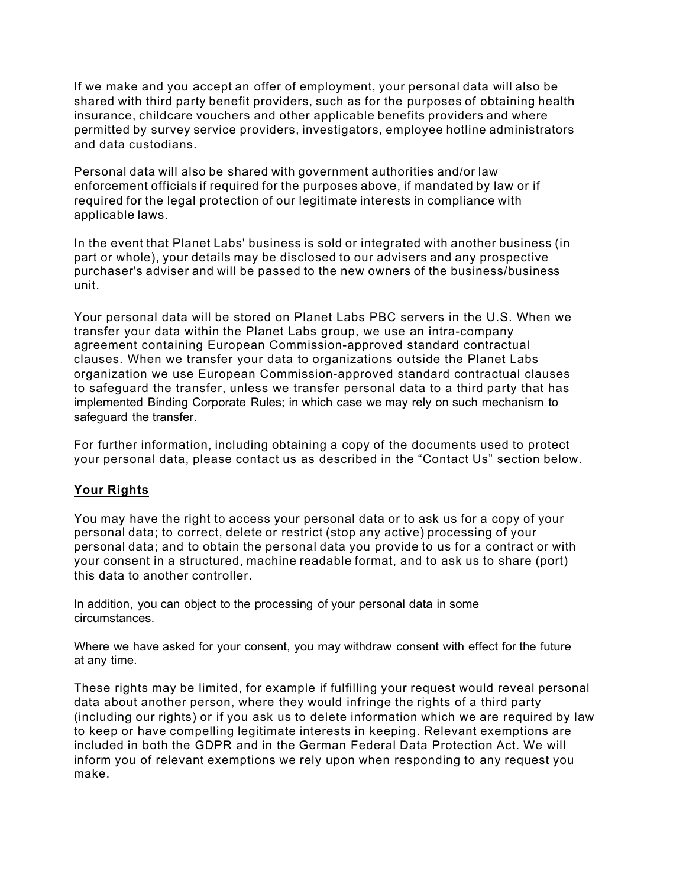If we make and you accept an offer of employment, your personal data will also be shared with third party benefit providers, such as for the purposes of obtaining health insurance, childcare vouchers and other applicable benefits providers and where permitted by survey service providers, investigators, employee hotline administrators and data custodians.

Personal data will also be shared with government authorities and/or law enforcement officials if required for the purposes above, if mandated by law or if required for the legal protection of our legitimate interests in compliance with applicable laws.

In the event that Planet Labs' business is sold or integrated with another business (in part or whole), your details may be disclosed to our advisers and any prospective purchaser's adviser and will be passed to the new owners of the business/business unit.

Your personal data will be stored on Planet Labs PBC servers in the U.S. When we transfer your data within the Planet Labs group, we use an intra-company agreement containing European Commission-approved standard contractual clauses. When we transfer your data to organizations outside the Planet Labs organization we use European Commission-approved standard contractual clauses to safeguard the transfer, unless we transfer personal data to a third party that has implemented Binding Corporate Rules; in which case we may rely on such mechanism to safeguard the transfer.

For further information, including obtaining a copy of the documents used to protect your personal data, please contact us as described in the "Contact Us" section below.

## Your Rights

You may have the right to access your personal data or to ask us for a copy of your personal data; to correct, delete or restrict (stop any active) processing of your personal data; and to obtain the personal data you provide to us for a contract or with your consent in a structured, machine readable format, and to ask us to share (port) this data to another controller.

In addition, you can object to the processing of your personal data in some circumstances.

Where we have asked for your consent, you may withdraw consent with effect for the future at any time.

These rights may be limited, for example if fulfilling your request would reveal personal data about another person, where they would infringe the rights of a third party (including our rights) or if you ask us to delete information which we are required by law to keep or have compelling legitimate interests in keeping. Relevant exemptions are included in both the GDPR and in the German Federal Data Protection Act. We will inform you of relevant exemptions we rely upon when responding to any request you make.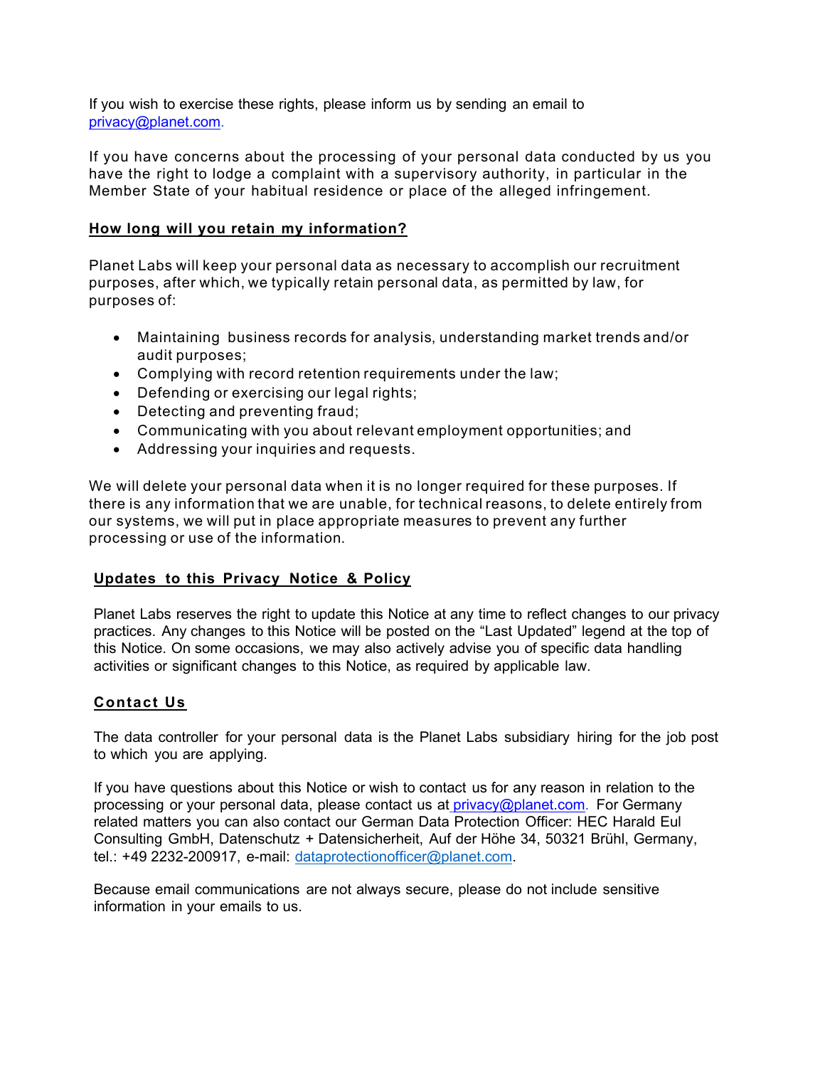If you wish to exercise these rights, please inform us by sending an email to privacy@planet.com.

If you have concerns about the processing of your personal data conducted by us you have the right to lodge a complaint with a supervisory authority, in particular in the Member State of your habitual residence or place of the alleged infringement.

## How long will you retain my information?

Planet Labs will keep your personal data as necessary to accomplish our recruitment purposes, after which, we typically retain personal data, as permitted by law, for purposes of:

- Maintaining business records for analysis, understanding market trends and/or audit purposes;
- Complying with record retention requirements under the law;
- Defending or exercising our legal rights;
- Detecting and preventing fraud;
- Communicating with you about relevant employment opportunities; and
- Addressing your inquiries and requests.

We will delete your personal data when it is no longer required for these purposes. If there is any information that we are unable, for technical reasons, to delete entirely from our systems, we will put in place appropriate measures to prevent any further processing or use of the information.

## Updates to this Privacy Notice & Policy

Planet Labs reserves the right to update this Notice at any time to reflect changes to our privacy practices. Any changes to this Notice will be posted on the "Last Updated" legend at the top of this Notice. On some occasions, we may also actively advise you of specific data handling activities or significant changes to this Notice, as required by applicable law.

## Contact Us

The data controller for your personal data is the Planet Labs subsidiary hiring for the job post to which you are applying.

If you have questions about this Notice or wish to contact us for any reason in relation to the processing or your personal data, please contact us at privacy@planet.com. For Germany related matters you can also contact our German Data Protection Officer: HEC Harald Eul Consulting GmbH, Datenschutz + Datensicherheit, Auf der Höhe 34, 50321 Brühl, Germany, tel.: +49 2232-200917, e-mail: dataprotectionofficer@planet.com.

Because email communications are not always secure, please do not include sensitive information in your emails to us.